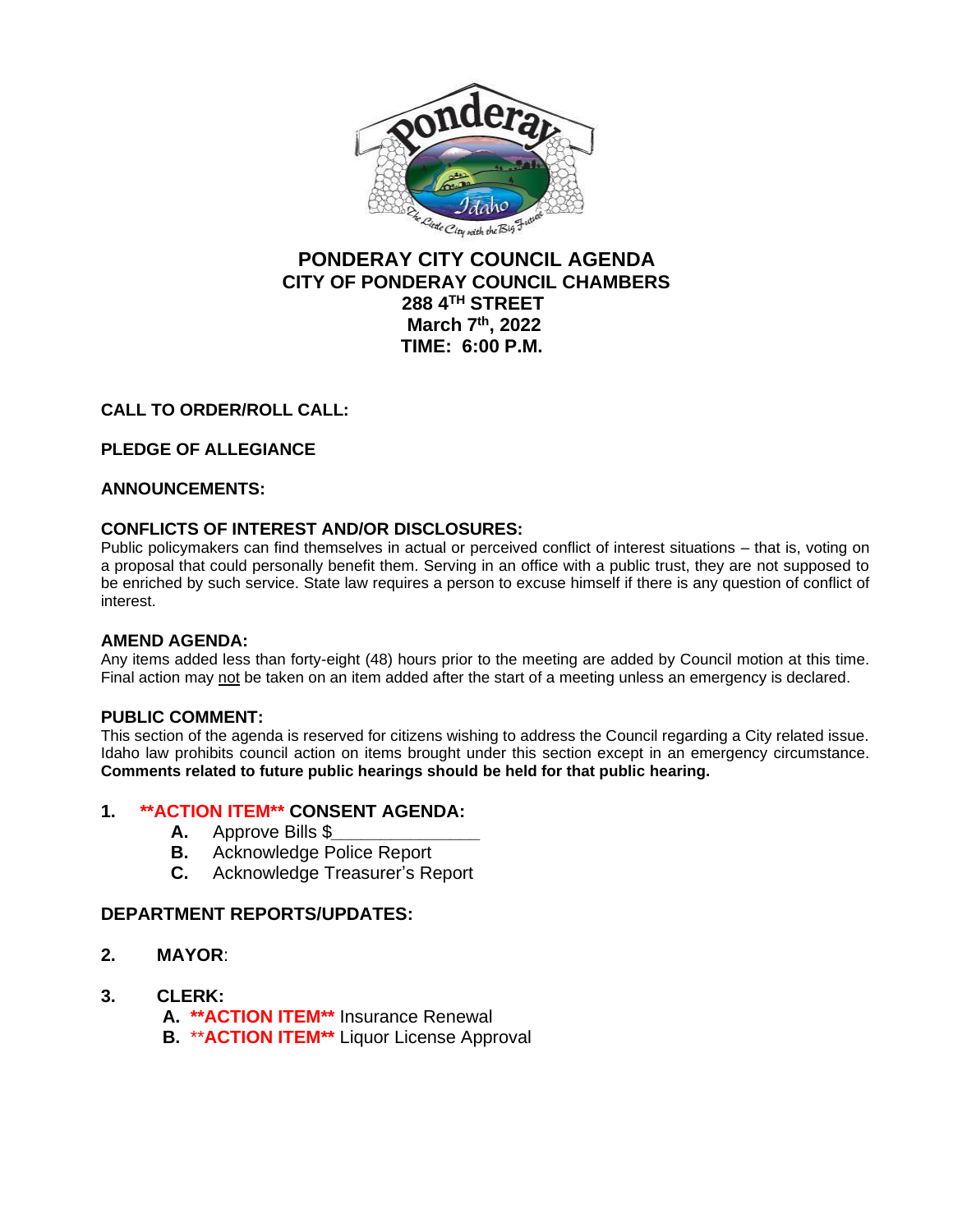# PONDERAY CITY COUNCIL AGENDA
## CITY OF PONDERAY COUNCIL CHAMBERS
## 288 4TH STREET
## March 7th, 2022
## TIME: 6:00 P.M.

**CALL TO ORDER/ROLL CALL:**

**PLEDGE OF ALLEGIANCE**

**ANNOUNCEMENTS:**

**CONFLICTS OF INTEREST AND/OR DISCLOSURES:**
Public policymakers can find themselves in actual or perceived conflict of interest situations – that is, voting on a proposal that could personally benefit them. Serving in an office with a public trust, they are not supposed to be enriched by such service. State law requires a person to excuse himself if there is any question of conflict of interest.

**AMEND AGENDA:**
Any items added less than forty-eight (48) hours prior to the meeting are added by Council motion at this time. Final action may not be taken on an item added after the start of a meeting unless an emergency is declared.

**PUBLIC COMMENT:**
This section of the agenda is reserved for citizens wishing to address the Council regarding a City related issue. Idaho law prohibits council action on items brought under this section except in an emergency circumstance. **Comments related to future public hearings should be held for that public hearing.**

**1. \*\*ACTION ITEM\*\* CONSENT AGENDA:**

- **A.** Approve Bills $_______________
- **B.** Acknowledge Police Report
- **C.** Acknowledge Treasurer's Report

**DEPARTMENT REPORTS/UPDATES:**

**2. MAYOR**:

**3. CLERK:**

- **A. \*\*ACTION ITEM\*\*** Insurance Renewal
- **B. \*\*ACTION ITEM\*\*** Liquor License Approval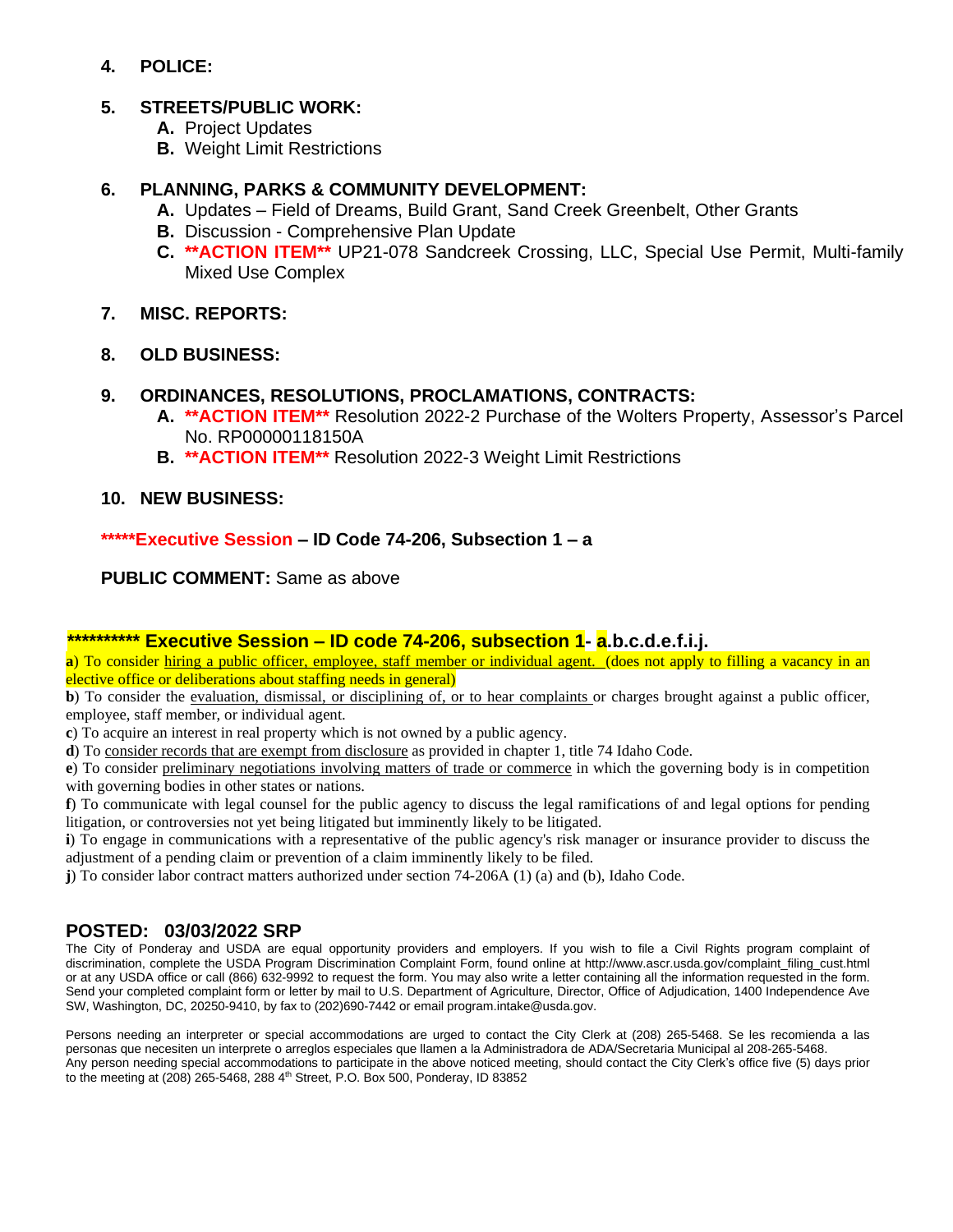4. **POLICE:**

5. **STREETS/PUBLIC WORK:**
   - **A.** Project Updates
   - **B.** Weight Limit Restrictions

6. **PLANNING, PARKS & COMMUNITY DEVELOPMENT:**
   - **A.** Updates – Field of Dreams, Build Grant, Sand Creek Greenbelt, Other Grants
   - **B.** Discussion - Comprehensive Plan Update
   - **C.** **\*\*ACTION ITEM\*\*** UP21-078 Sandcreek Crossing, LLC, Special Use Permit, Multi-family Mixed Use Complex

7. **MISC. REPORTS:**

8. **OLD BUSINESS:**

9. **ORDINANCES, RESOLUTIONS, PROCLAMATIONS, CONTRACTS:**
   - **A.** **\*\*ACTION ITEM\*\*** Resolution 2022-2 Purchase of the Wolters Property, Assessor's Parcel No. RP00000118150A
   - **B.** **\*\*ACTION ITEM\*\*** Resolution 2022-3 Weight Limit Restrictions

10. **NEW BUSINESS:**

**\*\*\*\*\*Executive Session – ID Code 74-206, Subsection 1 – a**

**PUBLIC COMMENT:** Same as above

**\*\*\*\*\*\*\*\*\*\* Executive Session – ID code 74-206, subsection 1- a.b.c.d.e.f.i.j.**

**a**) To consider hiring a public officer, employee, staff member or individual agent. (does not apply to filling a vacancy in an elective office or deliberations about staffing needs in general)

**b**) To consider the evaluation, dismissal, or disciplining of, or to hear complaints or charges brought against a public officer, employee, staff member, or individual agent.

**c**) To acquire an interest in real property which is not owned by a public agency.

**d**) To consider records that are exempt from disclosure as provided in chapter 1, title 74 Idaho Code.

**e**) To consider preliminary negotiations involving matters of trade or commerce in which the governing body is in competition with governing bodies in other states or nations.

**f**) To communicate with legal counsel for the public agency to discuss the legal ramifications of and legal options for pending litigation, or controversies not yet being litigated but imminently likely to be litigated.

**i**) To engage in communications with a representative of the public agency's risk manager or insurance provider to discuss the adjustment of a pending claim or prevention of a claim imminently likely to be filed.

**j**) To consider labor contract matters authorized under section 74-206A (1) (a) and (b), Idaho Code.

## POSTED: 03/03/2022 SRP

The City of Ponderay and USDA are equal opportunity providers and employers. If you wish to file a Civil Rights program complaint of discrimination, complete the USDA Program Discrimination Complaint Form, found online at http://www.ascr.usda.gov/complaint_filing_cust.html or at any USDA office or call (866) 632-9992 to request the form. You may also write a letter containing all the information requested in the form. Send your completed complaint form or letter by mail to U.S. Department of Agriculture, Director, Office of Adjudication, 1400 Independence Ave SW, Washington, DC, 20250-9410, by fax to (202)690-7442 or email program.intake@usda.gov.

Persons needing an interpreter or special accommodations are urged to contact the City Clerk at (208) 265-5468. Se les recomienda a las personas que necesiten un interprete o arreglos especiales que llamen a la Administradora de ADA/Secretaria Municipal al 208-265-5468.
Any person needing special accommodations to participate in the above noticed meeting, should contact the City Clerk's office five (5) days prior to the meeting at (208) 265-5468, 288 4th Street, P.O. Box 500, Ponderay, ID 83852